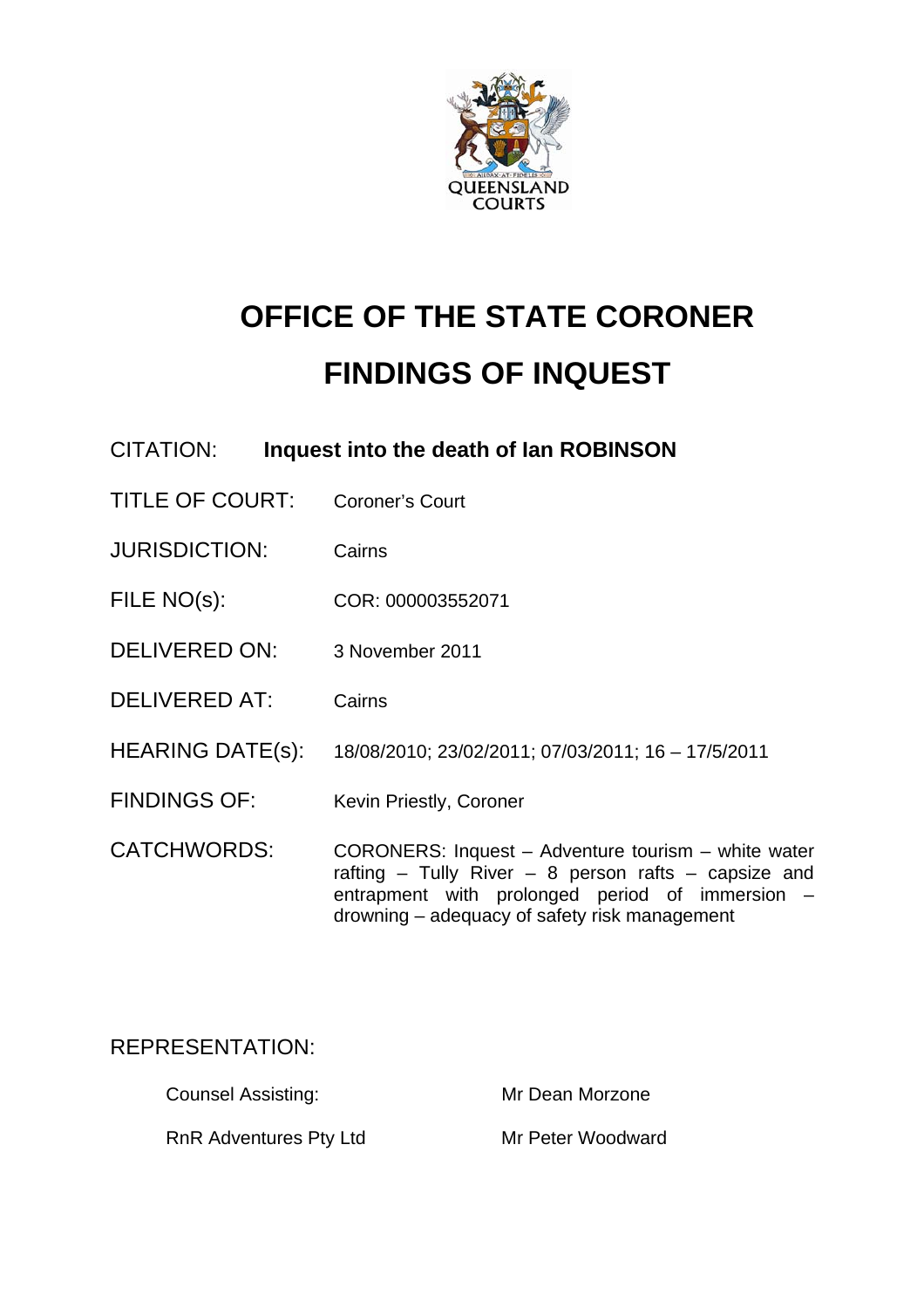# OFFICE OF THE STATE CORONER

# FINDINGS OF INQUEST

| | |
|---|---|
| CITATION: | **Inquest into the death of Ian ROBINSON** |
| TITLE OF COURT: | Coroner's Court |
| JURISDICTION: | Cairns |
| FILE NO(s): | COR: 000003552071 |
| DELIVERED ON: | 3 November 2011 |
| DELIVERED AT: | Cairns |
| HEARING DATE(s): | 18/08/2010; 23/02/2011; 07/03/2011; 16 – 17/5/2011 |
| FINDINGS OF: | Kevin Priestly, Coroner |
| CATCHWORDS: | CORONERS: Inquest – Adventure tourism – white water rafting – Tully River – 8 person rafts – capsize and entrapment with prolonged period of immersion – drowning – adequacy of safety risk management |

REPRESENTATION:

| | |
|---|---|
| Counsel Assisting: | Mr Dean Morzone |
| RnR Adventures Pty Ltd | Mr Peter Woodward |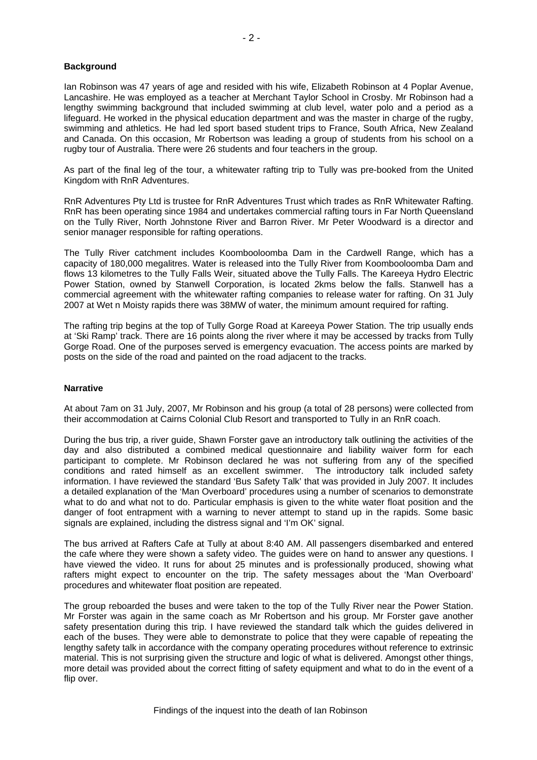**Background**

Ian Robinson was 47 years of age and resided with his wife, Elizabeth Robinson at 4 Poplar Avenue, Lancashire. He was employed as a teacher at Merchant Taylor School in Crosby. Mr Robinson had a lengthy swimming background that included swimming at club level, water polo and a period as a lifeguard. He worked in the physical education department and was the master in charge of the rugby, swimming and athletics. He had led sport based student trips to France, South Africa, New Zealand and Canada. On this occasion, Mr Robertson was leading a group of students from his school on a rugby tour of Australia. There were 26 students and four teachers in the group.

As part of the final leg of the tour, a whitewater rafting trip to Tully was pre-booked from the United Kingdom with RnR Adventures.

RnR Adventures Pty Ltd is trustee for RnR Adventures Trust which trades as RnR Whitewater Rafting. RnR has been operating since 1984 and undertakes commercial rafting tours in Far North Queensland on the Tully River, North Johnstone River and Barron River. Mr Peter Woodward is a director and senior manager responsible for rafting operations.

The Tully River catchment includes Koombooloomba Dam in the Cardwell Range, which has a capacity of 180,000 megalitres. Water is released into the Tully River from Koombooloomba Dam and flows 13 kilometres to the Tully Falls Weir, situated above the Tully Falls. The Kareeya Hydro Electric Power Station, owned by Stanwell Corporation, is located 2kms below the falls. Stanwell has a commercial agreement with the whitewater rafting companies to release water for rafting. On 31 July 2007 at Wet n Moisty rapids there was 38MW of water, the minimum amount required for rafting.

The rafting trip begins at the top of Tully Gorge Road at Kareeya Power Station. The trip usually ends at 'Ski Ramp' track. There are 16 points along the river where it may be accessed by tracks from Tully Gorge Road. One of the purposes served is emergency evacuation. The access points are marked by posts on the side of the road and painted on the road adjacent to the tracks.

**Narrative**

At about 7am on 31 July, 2007, Mr Robinson and his group (a total of 28 persons) were collected from their accommodation at Cairns Colonial Club Resort and transported to Tully in an RnR coach.

During the bus trip, a river guide, Shawn Forster gave an introductory talk outlining the activities of the day and also distributed a combined medical questionnaire and liability waiver form for each participant to complete. Mr Robinson declared he was not suffering from any of the specified conditions and rated himself as an excellent swimmer. The introductory talk included safety information. I have reviewed the standard 'Bus Safety Talk' that was provided in July 2007. It includes a detailed explanation of the 'Man Overboard' procedures using a number of scenarios to demonstrate what to do and what not to do. Particular emphasis is given to the white water float position and the danger of foot entrapment with a warning to never attempt to stand up in the rapids. Some basic signals are explained, including the distress signal and 'I'm OK' signal.

The bus arrived at Rafters Cafe at Tully at about 8:40 AM. All passengers disembarked and entered the cafe where they were shown a safety video. The guides were on hand to answer any questions. I have viewed the video. It runs for about 25 minutes and is professionally produced, showing what rafters might expect to encounter on the trip. The safety messages about the 'Man Overboard' procedures and whitewater float position are repeated.

The group reboarded the buses and were taken to the top of the Tully River near the Power Station. Mr Forster was again in the same coach as Mr Robertson and his group. Mr Forster gave another safety presentation during this trip. I have reviewed the standard talk which the guides delivered in each of the buses. They were able to demonstrate to police that they were capable of repeating the lengthy safety talk in accordance with the company operating procedures without reference to extrinsic material. This is not surprising given the structure and logic of what is delivered. Amongst other things, more detail was provided about the correct fitting of safety equipment and what to do in the event of a flip over.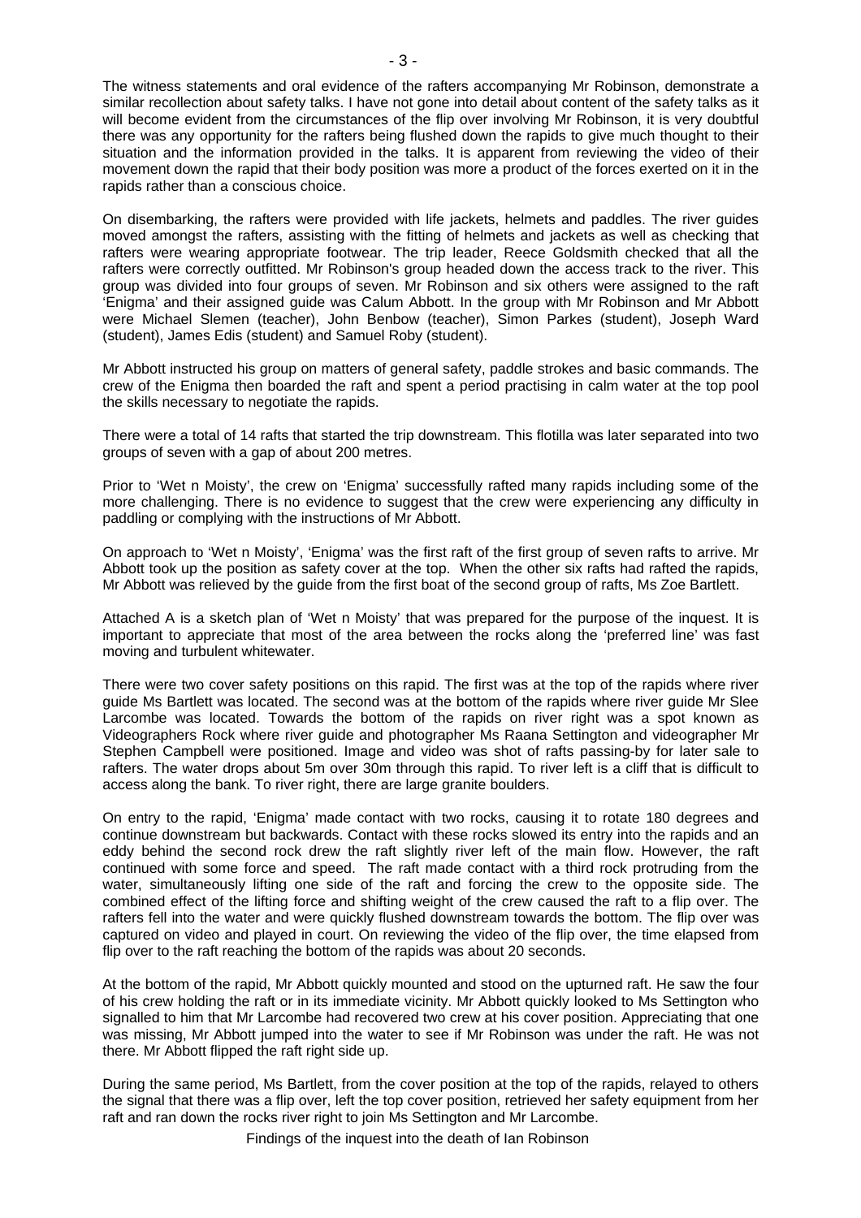The witness statements and oral evidence of the rafters accompanying Mr Robinson, demonstrate a similar recollection about safety talks. I have not gone into detail about content of the safety talks as it will become evident from the circumstances of the flip over involving Mr Robinson, it is very doubtful there was any opportunity for the rafters being flushed down the rapids to give much thought to their situation and the information provided in the talks. It is apparent from reviewing the video of their movement down the rapid that their body position was more a product of the forces exerted on it in the rapids rather than a conscious choice.

On disembarking, the rafters were provided with life jackets, helmets and paddles. The river guides moved amongst the rafters, assisting with the fitting of helmets and jackets as well as checking that rafters were wearing appropriate footwear. The trip leader, Reece Goldsmith checked that all the rafters were correctly outfitted. Mr Robinson's group headed down the access track to the river. This group was divided into four groups of seven. Mr Robinson and six others were assigned to the raft 'Enigma' and their assigned guide was Calum Abbott. In the group with Mr Robinson and Mr Abbott were Michael Slemen (teacher), John Benbow (teacher), Simon Parkes (student), Joseph Ward (student), James Edis (student) and Samuel Roby (student).

Mr Abbott instructed his group on matters of general safety, paddle strokes and basic commands. The crew of the Enigma then boarded the raft and spent a period practising in calm water at the top pool the skills necessary to negotiate the rapids.

There were a total of 14 rafts that started the trip downstream. This flotilla was later separated into two groups of seven with a gap of about 200 metres.

Prior to 'Wet n Moisty', the crew on 'Enigma' successfully rafted many rapids including some of the more challenging. There is no evidence to suggest that the crew were experiencing any difficulty in paddling or complying with the instructions of Mr Abbott.

On approach to 'Wet n Moisty', 'Enigma' was the first raft of the first group of seven rafts to arrive. Mr Abbott took up the position as safety cover at the top. When the other six rafts had rafted the rapids, Mr Abbott was relieved by the guide from the first boat of the second group of rafts, Ms Zoe Bartlett.

Attached A is a sketch plan of 'Wet n Moisty' that was prepared for the purpose of the inquest. It is important to appreciate that most of the area between the rocks along the 'preferred line' was fast moving and turbulent whitewater.

There were two cover safety positions on this rapid. The first was at the top of the rapids where river guide Ms Bartlett was located. The second was at the bottom of the rapids where river guide Mr Slee Larcombe was located. Towards the bottom of the rapids on river right was a spot known as Videographers Rock where river guide and photographer Ms Raana Settington and videographer Mr Stephen Campbell were positioned. Image and video was shot of rafts passing-by for later sale to rafters. The water drops about 5m over 30m through this rapid. To river left is a cliff that is difficult to access along the bank. To river right, there are large granite boulders.

On entry to the rapid, 'Enigma' made contact with two rocks, causing it to rotate 180 degrees and continue downstream but backwards. Contact with these rocks slowed its entry into the rapids and an eddy behind the second rock drew the raft slightly river left of the main flow. However, the raft continued with some force and speed. The raft made contact with a third rock protruding from the water, simultaneously lifting one side of the raft and forcing the crew to the opposite side. The combined effect of the lifting force and shifting weight of the crew caused the raft to a flip over. The rafters fell into the water and were quickly flushed downstream towards the bottom. The flip over was captured on video and played in court. On reviewing the video of the flip over, the time elapsed from flip over to the raft reaching the bottom of the rapids was about 20 seconds.

At the bottom of the rapid, Mr Abbott quickly mounted and stood on the upturned raft. He saw the four of his crew holding the raft or in its immediate vicinity. Mr Abbott quickly looked to Ms Settington who signalled to him that Mr Larcombe had recovered two crew at his cover position. Appreciating that one was missing, Mr Abbott jumped into the water to see if Mr Robinson was under the raft. He was not there. Mr Abbott flipped the raft right side up.

During the same period, Ms Bartlett, from the cover position at the top of the rapids, relayed to others the signal that there was a flip over, left the top cover position, retrieved her safety equipment from her raft and ran down the rocks river right to join Ms Settington and Mr Larcombe.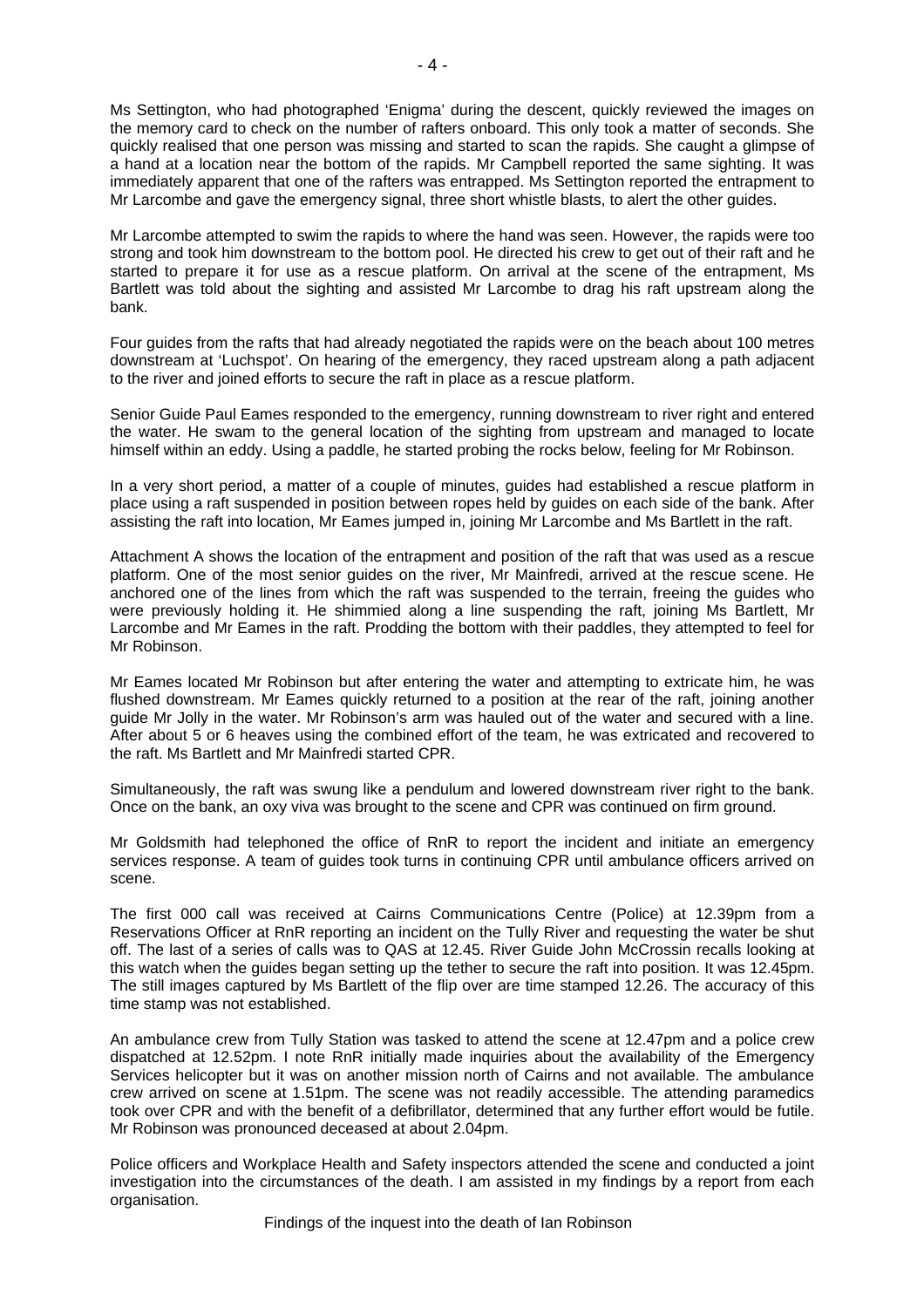Ms Settington, who had photographed 'Enigma' during the descent, quickly reviewed the images on the memory card to check on the number of rafters onboard. This only took a matter of seconds. She quickly realised that one person was missing and started to scan the rapids. She caught a glimpse of a hand at a location near the bottom of the rapids. Mr Campbell reported the same sighting. It was immediately apparent that one of the rafters was entrapped. Ms Settington reported the entrapment to Mr Larcombe and gave the emergency signal, three short whistle blasts, to alert the other guides.

Mr Larcombe attempted to swim the rapids to where the hand was seen. However, the rapids were too strong and took him downstream to the bottom pool. He directed his crew to get out of their raft and he started to prepare it for use as a rescue platform. On arrival at the scene of the entrapment, Ms Bartlett was told about the sighting and assisted Mr Larcombe to drag his raft upstream along the bank.

Four guides from the rafts that had already negotiated the rapids were on the beach about 100 metres downstream at 'Luchspot'. On hearing of the emergency, they raced upstream along a path adjacent to the river and joined efforts to secure the raft in place as a rescue platform.

Senior Guide Paul Eames responded to the emergency, running downstream to river right and entered the water. He swam to the general location of the sighting from upstream and managed to locate himself within an eddy. Using a paddle, he started probing the rocks below, feeling for Mr Robinson.

In a very short period, a matter of a couple of minutes, guides had established a rescue platform in place using a raft suspended in position between ropes held by guides on each side of the bank. After assisting the raft into location, Mr Eames jumped in, joining Mr Larcombe and Ms Bartlett in the raft.

Attachment A shows the location of the entrapment and position of the raft that was used as a rescue platform. One of the most senior guides on the river, Mr Mainfredi, arrived at the rescue scene. He anchored one of the lines from which the raft was suspended to the terrain, freeing the guides who were previously holding it. He shimmied along a line suspending the raft, joining Ms Bartlett, Mr Larcombe and Mr Eames in the raft. Prodding the bottom with their paddles, they attempted to feel for Mr Robinson.

Mr Eames located Mr Robinson but after entering the water and attempting to extricate him, he was flushed downstream. Mr Eames quickly returned to a position at the rear of the raft, joining another guide Mr Jolly in the water. Mr Robinson's arm was hauled out of the water and secured with a line. After about 5 or 6 heaves using the combined effort of the team, he was extricated and recovered to the raft. Ms Bartlett and Mr Mainfredi started CPR.

Simultaneously, the raft was swung like a pendulum and lowered downstream river right to the bank. Once on the bank, an oxy viva was brought to the scene and CPR was continued on firm ground.

Mr Goldsmith had telephoned the office of RnR to report the incident and initiate an emergency services response. A team of guides took turns in continuing CPR until ambulance officers arrived on scene.

The first 000 call was received at Cairns Communications Centre (Police) at 12.39pm from a Reservations Officer at RnR reporting an incident on the Tully River and requesting the water be shut off. The last of a series of calls was to QAS at 12.45. River Guide John McCrossin recalls looking at this watch when the guides began setting up the tether to secure the raft into position. It was 12.45pm. The still images captured by Ms Bartlett of the flip over are time stamped 12.26. The accuracy of this time stamp was not established.

An ambulance crew from Tully Station was tasked to attend the scene at 12.47pm and a police crew dispatched at 12.52pm. I note RnR initially made inquiries about the availability of the Emergency Services helicopter but it was on another mission north of Cairns and not available. The ambulance crew arrived on scene at 1.51pm. The scene was not readily accessible. The attending paramedics took over CPR and with the benefit of a defibrillator, determined that any further effort would be futile. Mr Robinson was pronounced deceased at about 2.04pm.

Police officers and Workplace Health and Safety inspectors attended the scene and conducted a joint investigation into the circumstances of the death. I am assisted in my findings by a report from each organisation.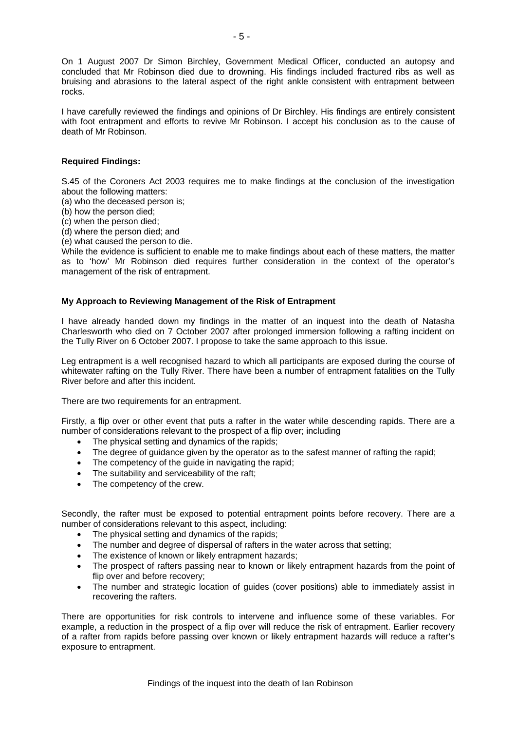On 1 August 2007 Dr Simon Birchley, Government Medical Officer, conducted an autopsy and concluded that Mr Robinson died due to drowning. His findings included fractured ribs as well as bruising and abrasions to the lateral aspect of the right ankle consistent with entrapment between rocks.

I have carefully reviewed the findings and opinions of Dr Birchley. His findings are entirely consistent with foot entrapment and efforts to revive Mr Robinson. I accept his conclusion as to the cause of death of Mr Robinson.

**Required Findings:**

S.45 of the Coroners Act 2003 requires me to make findings at the conclusion of the investigation about the following matters:
(a) who the deceased person is;
(b) how the person died;
(c) when the person died;
(d) where the person died; and
(e) what caused the person to die.
While the evidence is sufficient to enable me to make findings about each of these matters, the matter as to 'how' Mr Robinson died requires further consideration in the context of the operator's management of the risk of entrapment.

**My Approach to Reviewing Management of the Risk of Entrapment**

I have already handed down my findings in the matter of an inquest into the death of Natasha Charlesworth who died on 7 October 2007 after prolonged immersion following a rafting incident on the Tully River on 6 October 2007. I propose to take the same approach to this issue.

Leg entrapment is a well recognised hazard to which all participants are exposed during the course of whitewater rafting on the Tully River. There have been a number of entrapment fatalities on the Tully River before and after this incident.

There are two requirements for an entrapment.

Firstly, a flip over or other event that puts a rafter in the water while descending rapids. There are a number of considerations relevant to the prospect of a flip over; including

- The physical setting and dynamics of the rapids;
- The degree of guidance given by the operator as to the safest manner of rafting the rapid;
- The competency of the guide in navigating the rapid;
- The suitability and serviceability of the raft;
- The competency of the crew.

Secondly, the rafter must be exposed to potential entrapment points before recovery. There are a number of considerations relevant to this aspect, including:

- The physical setting and dynamics of the rapids;
- The number and degree of dispersal of rafters in the water across that setting;
- The existence of known or likely entrapment hazards;
- The prospect of rafters passing near to known or likely entrapment hazards from the point of flip over and before recovery;
- The number and strategic location of guides (cover positions) able to immediately assist in recovering the rafters.

There are opportunities for risk controls to intervene and influence some of these variables. For example, a reduction in the prospect of a flip over will reduce the risk of entrapment. Earlier recovery of a rafter from rapids before passing over known or likely entrapment hazards will reduce a rafter's exposure to entrapment.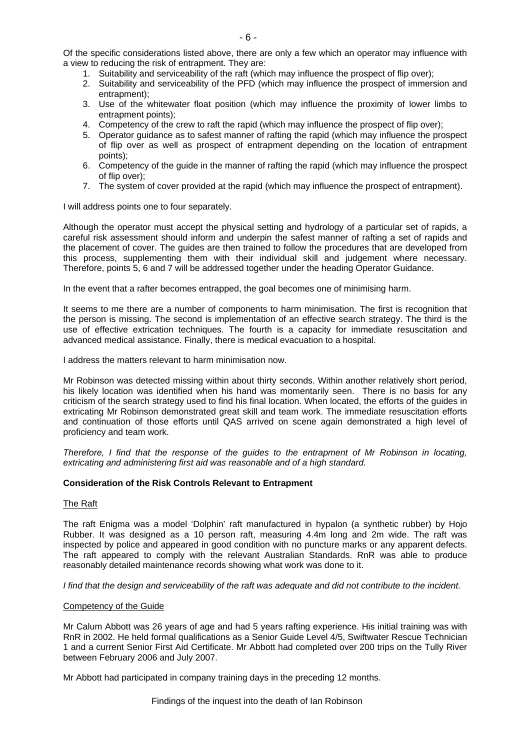Of the specific considerations listed above, there are only a few which an operator may influence with a view to reducing the risk of entrapment. They are:

1. Suitability and serviceability of the raft (which may influence the prospect of flip over);
2. Suitability and serviceability of the PFD (which may influence the prospect of immersion and entrapment);
3. Use of the whitewater float position (which may influence the proximity of lower limbs to entrapment points);
4. Competency of the crew to raft the rapid (which may influence the prospect of flip over);
5. Operator guidance as to safest manner of rafting the rapid (which may influence the prospect of flip over as well as prospect of entrapment depending on the location of entrapment points);
6. Competency of the guide in the manner of rafting the rapid (which may influence the prospect of flip over);
7. The system of cover provided at the rapid (which may influence the prospect of entrapment).

I will address points one to four separately.

Although the operator must accept the physical setting and hydrology of a particular set of rapids, a careful risk assessment should inform and underpin the safest manner of rafting a set of rapids and the placement of cover. The guides are then trained to follow the procedures that are developed from this process, supplementing them with their individual skill and judgement where necessary. Therefore, points 5, 6 and 7 will be addressed together under the heading Operator Guidance.

In the event that a rafter becomes entrapped, the goal becomes one of minimising harm.

It seems to me there are a number of components to harm minimisation. The first is recognition that the person is missing. The second is implementation of an effective search strategy. The third is the use of effective extrication techniques. The fourth is a capacity for immediate resuscitation and advanced medical assistance. Finally, there is medical evacuation to a hospital.

I address the matters relevant to harm minimisation now.

Mr Robinson was detected missing within about thirty seconds. Within another relatively short period, his likely location was identified when his hand was momentarily seen. There is no basis for any criticism of the search strategy used to find his final location. When located, the efforts of the guides in extricating Mr Robinson demonstrated great skill and team work. The immediate resuscitation efforts and continuation of those efforts until QAS arrived on scene again demonstrated a high level of proficiency and team work.

*Therefore, I find that the response of the guides to the entrapment of Mr Robinson in locating, extricating and administering first aid was reasonable and of a high standard.*

**Consideration of the Risk Controls Relevant to Entrapment**

The Raft

The raft Enigma was a model 'Dolphin' raft manufactured in hypalon (a synthetic rubber) by Hojo Rubber. It was designed as a 10 person raft, measuring 4.4m long and 2m wide. The raft was inspected by police and appeared in good condition with no puncture marks or any apparent defects. The raft appeared to comply with the relevant Australian Standards. RnR was able to produce reasonably detailed maintenance records showing what work was done to it.

*I find that the design and serviceability of the raft was adequate and did not contribute to the incident.*

Competency of the Guide

Mr Calum Abbott was 26 years of age and had 5 years rafting experience. His initial training was with RnR in 2002. He held formal qualifications as a Senior Guide Level 4/5, Swiftwater Rescue Technician 1 and a current Senior First Aid Certificate. Mr Abbott had completed over 200 trips on the Tully River between February 2006 and July 2007.

Mr Abbott had participated in company training days in the preceding 12 months.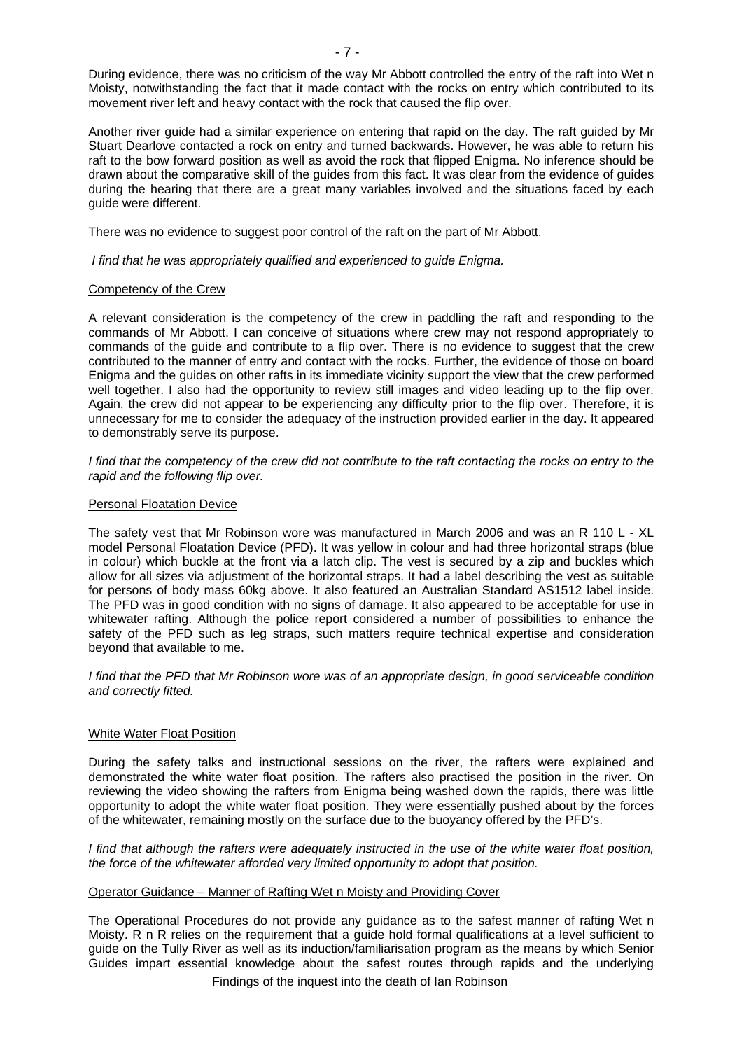During evidence, there was no criticism of the way Mr Abbott controlled the entry of the raft into Wet n Moisty, notwithstanding the fact that it made contact with the rocks on entry which contributed to its movement river left and heavy contact with the rock that caused the flip over.

Another river guide had a similar experience on entering that rapid on the day. The raft guided by Mr Stuart Dearlove contacted a rock on entry and turned backwards. However, he was able to return his raft to the bow forward position as well as avoid the rock that flipped Enigma. No inference should be drawn about the comparative skill of the guides from this fact. It was clear from the evidence of guides during the hearing that there are a great many variables involved and the situations faced by each guide were different.

There was no evidence to suggest poor control of the raft on the part of Mr Abbott.

*I find that he was appropriately qualified and experienced to guide Enigma.*

### Competency of the Crew

A relevant consideration is the competency of the crew in paddling the raft and responding to the commands of Mr Abbott. I can conceive of situations where crew may not respond appropriately to commands of the guide and contribute to a flip over. There is no evidence to suggest that the crew contributed to the manner of entry and contact with the rocks. Further, the evidence of those on board Enigma and the guides on other rafts in its immediate vicinity support the view that the crew performed well together. I also had the opportunity to review still images and video leading up to the flip over. Again, the crew did not appear to be experiencing any difficulty prior to the flip over. Therefore, it is unnecessary for me to consider the adequacy of the instruction provided earlier in the day. It appeared to demonstrably serve its purpose.

*I find that the competency of the crew did not contribute to the raft contacting the rocks on entry to the rapid and the following flip over.*

### Personal Floatation Device

The safety vest that Mr Robinson wore was manufactured in March 2006 and was an R 110 L - XL model Personal Floatation Device (PFD). It was yellow in colour and had three horizontal straps (blue in colour) which buckle at the front via a latch clip. The vest is secured by a zip and buckles which allow for all sizes via adjustment of the horizontal straps. It had a label describing the vest as suitable for persons of body mass 60kg above. It also featured an Australian Standard AS1512 label inside. The PFD was in good condition with no signs of damage. It also appeared to be acceptable for use in whitewater rafting. Although the police report considered a number of possibilities to enhance the safety of the PFD such as leg straps, such matters require technical expertise and consideration beyond that available to me.

*I find that the PFD that Mr Robinson wore was of an appropriate design, in good serviceable condition and correctly fitted.*

### White Water Float Position

During the safety talks and instructional sessions on the river, the rafters were explained and demonstrated the white water float position. The rafters also practised the position in the river. On reviewing the video showing the rafters from Enigma being washed down the rapids, there was little opportunity to adopt the white water float position. They were essentially pushed about by the forces of the whitewater, remaining mostly on the surface due to the buoyancy offered by the PFD's.

*I find that although the rafters were adequately instructed in the use of the white water float position, the force of the whitewater afforded very limited opportunity to adopt that position.*

### Operator Guidance – Manner of Rafting Wet n Moisty and Providing Cover

The Operational Procedures do not provide any guidance as to the safest manner of rafting Wet n Moisty. R n R relies on the requirement that a guide hold formal qualifications at a level sufficient to guide on the Tully River as well as its induction/familiarisation program as the means by which Senior Guides impart essential knowledge about the safest routes through rapids and the underlying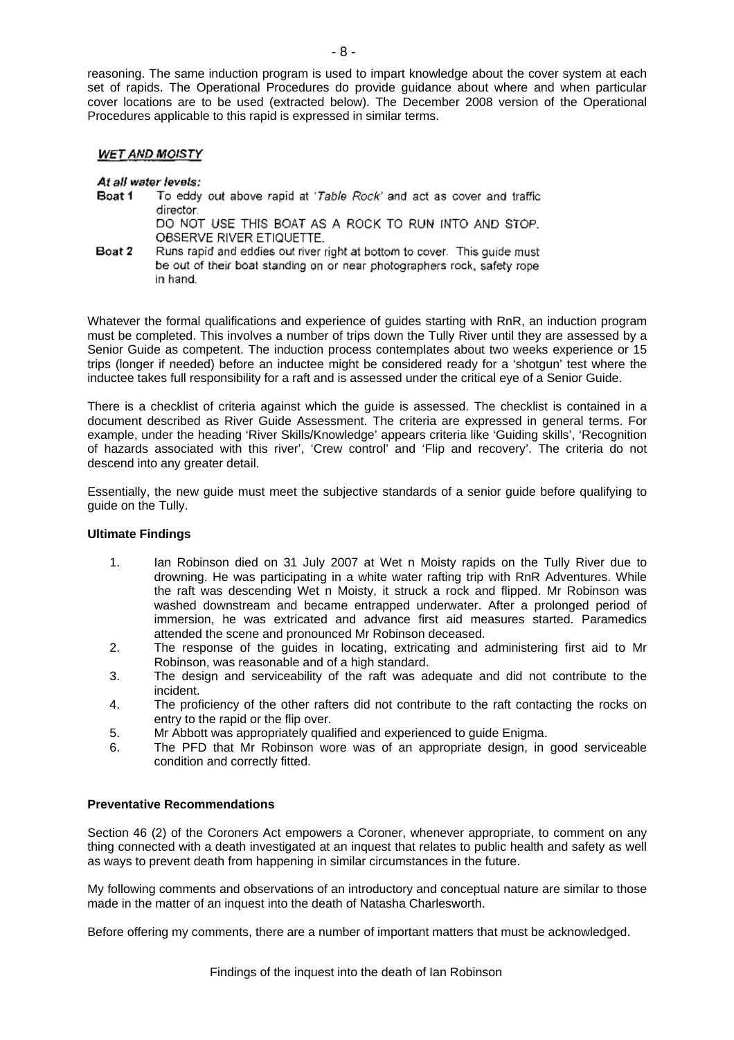reasoning. The same induction program is used to impart knowledge about the cover system at each set of rapids. The Operational Procedures do provide guidance about where and when particular cover locations are to be used (extracted below). The December 2008 version of the Operational Procedures applicable to this rapid is expressed in similar terms.

***WET AND MOISTY***

***At all water levels:***

**Boat 1** To eddy out above rapid at '*Table Rock*' and act as cover and traffic director.
DO NOT USE THIS BOAT AS A ROCK TO RUN INTO AND STOP. OBSERVE RIVER ETIQUETTE.

**Boat 2** Runs rapid and eddies out river right at bottom to cover. This guide must be out of their boat standing on or near photographers rock, safety rope in hand.

Whatever the formal qualifications and experience of guides starting with RnR, an induction program must be completed. This involves a number of trips down the Tully River until they are assessed by a Senior Guide as competent. The induction process contemplates about two weeks experience or 15 trips (longer if needed) before an inductee might be considered ready for a 'shotgun' test where the inductee takes full responsibility for a raft and is assessed under the critical eye of a Senior Guide.

There is a checklist of criteria against which the guide is assessed. The checklist is contained in a document described as River Guide Assessment. The criteria are expressed in general terms. For example, under the heading 'River Skills/Knowledge' appears criteria like 'Guiding skills', 'Recognition of hazards associated with this river', 'Crew control' and 'Flip and recovery'. The criteria do not descend into any greater detail.

Essentially, the new guide must meet the subjective standards of a senior guide before qualifying to guide on the Tully.

**Ultimate Findings**

1. Ian Robinson died on 31 July 2007 at Wet n Moisty rapids on the Tully River due to drowning. He was participating in a white water rafting trip with RnR Adventures. While the raft was descending Wet n Moisty, it struck a rock and flipped. Mr Robinson was washed downstream and became entrapped underwater. After a prolonged period of immersion, he was extricated and advance first aid measures started. Paramedics attended the scene and pronounced Mr Robinson deceased.
2. The response of the guides in locating, extricating and administering first aid to Mr Robinson, was reasonable and of a high standard.
3. The design and serviceability of the raft was adequate and did not contribute to the incident.
4. The proficiency of the other rafters did not contribute to the raft contacting the rocks on entry to the rapid or the flip over.
5. Mr Abbott was appropriately qualified and experienced to guide Enigma.
6. The PFD that Mr Robinson wore was of an appropriate design, in good serviceable condition and correctly fitted.

**Preventative Recommendations**

Section 46 (2) of the Coroners Act empowers a Coroner, whenever appropriate, to comment on any thing connected with a death investigated at an inquest that relates to public health and safety as well as ways to prevent death from happening in similar circumstances in the future.

My following comments and observations of an introductory and conceptual nature are similar to those made in the matter of an inquest into the death of Natasha Charlesworth.

Before offering my comments, there are a number of important matters that must be acknowledged.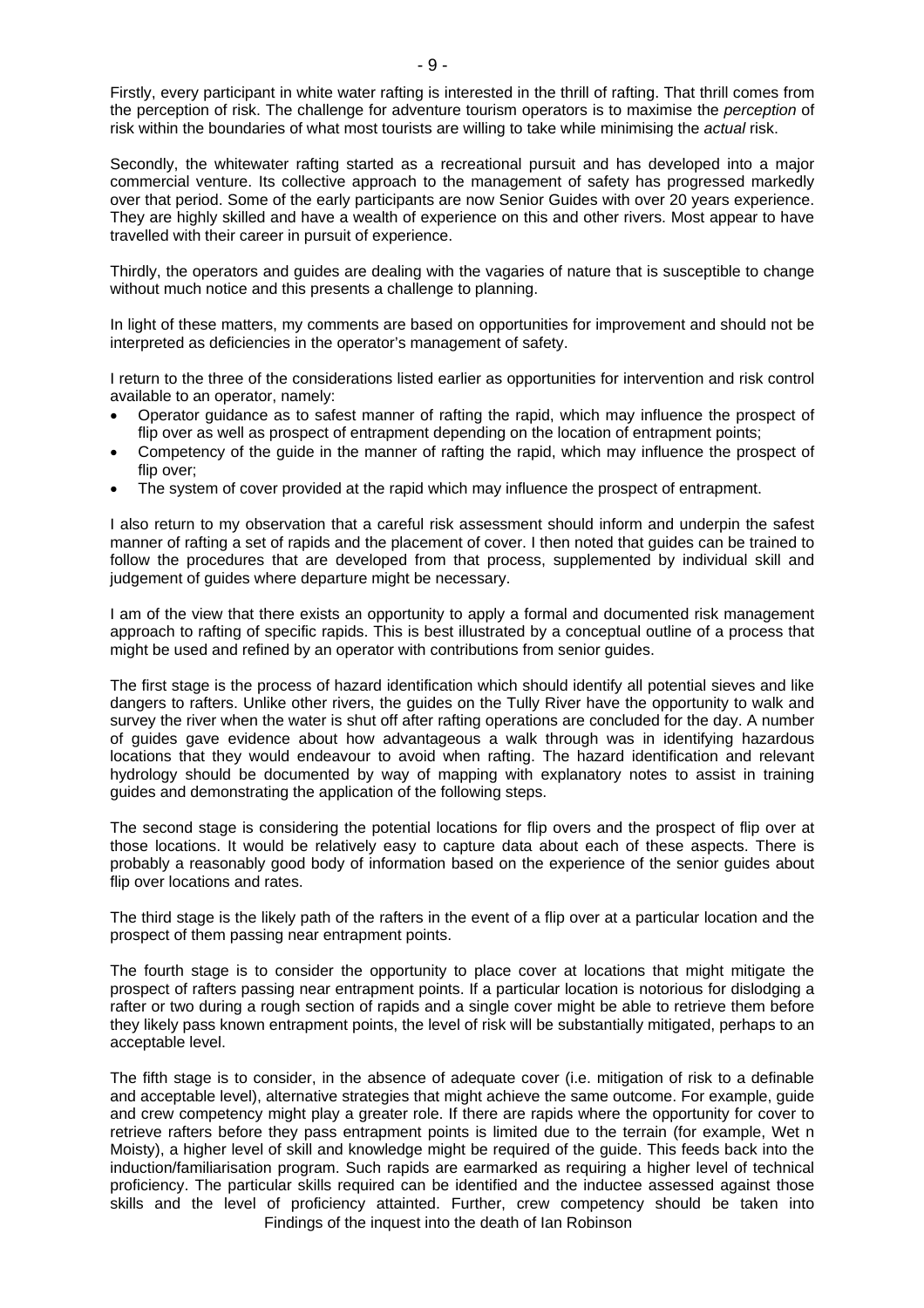Firstly, every participant in white water rafting is interested in the thrill of rafting. That thrill comes from the perception of risk. The challenge for adventure tourism operators is to maximise the *perception* of risk within the boundaries of what most tourists are willing to take while minimising the *actual* risk.

Secondly, the whitewater rafting started as a recreational pursuit and has developed into a major commercial venture. Its collective approach to the management of safety has progressed markedly over that period. Some of the early participants are now Senior Guides with over 20 years experience. They are highly skilled and have a wealth of experience on this and other rivers. Most appear to have travelled with their career in pursuit of experience.

Thirdly, the operators and guides are dealing with the vagaries of nature that is susceptible to change without much notice and this presents a challenge to planning.

In light of these matters, my comments are based on opportunities for improvement and should not be interpreted as deficiencies in the operator's management of safety.

I return to the three of the considerations listed earlier as opportunities for intervention and risk control available to an operator, namely:

- Operator guidance as to safest manner of rafting the rapid, which may influence the prospect of flip over as well as prospect of entrapment depending on the location of entrapment points;
- Competency of the guide in the manner of rafting the rapid, which may influence the prospect of flip over;
- The system of cover provided at the rapid which may influence the prospect of entrapment.

I also return to my observation that a careful risk assessment should inform and underpin the safest manner of rafting a set of rapids and the placement of cover. I then noted that guides can be trained to follow the procedures that are developed from that process, supplemented by individual skill and judgement of guides where departure might be necessary.

I am of the view that there exists an opportunity to apply a formal and documented risk management approach to rafting of specific rapids. This is best illustrated by a conceptual outline of a process that might be used and refined by an operator with contributions from senior guides.

The first stage is the process of hazard identification which should identify all potential sieves and like dangers to rafters. Unlike other rivers, the guides on the Tully River have the opportunity to walk and survey the river when the water is shut off after rafting operations are concluded for the day. A number of guides gave evidence about how advantageous a walk through was in identifying hazardous locations that they would endeavour to avoid when rafting. The hazard identification and relevant hydrology should be documented by way of mapping with explanatory notes to assist in training guides and demonstrating the application of the following steps.

The second stage is considering the potential locations for flip overs and the prospect of flip over at those locations. It would be relatively easy to capture data about each of these aspects. There is probably a reasonably good body of information based on the experience of the senior guides about flip over locations and rates.

The third stage is the likely path of the rafters in the event of a flip over at a particular location and the prospect of them passing near entrapment points.

The fourth stage is to consider the opportunity to place cover at locations that might mitigate the prospect of rafters passing near entrapment points. If a particular location is notorious for dislodging a rafter or two during a rough section of rapids and a single cover might be able to retrieve them before they likely pass known entrapment points, the level of risk will be substantially mitigated, perhaps to an acceptable level.

The fifth stage is to consider, in the absence of adequate cover (i.e. mitigation of risk to a definable and acceptable level), alternative strategies that might achieve the same outcome. For example, guide and crew competency might play a greater role. If there are rapids where the opportunity for cover to retrieve rafters before they pass entrapment points is limited due to the terrain (for example, Wet n Moisty), a higher level of skill and knowledge might be required of the guide. This feeds back into the induction/familiarisation program. Such rapids are earmarked as requiring a higher level of technical proficiency. The particular skills required can be identified and the inductee assessed against those skills and the level of proficiency attainted. Further, crew competency should be taken into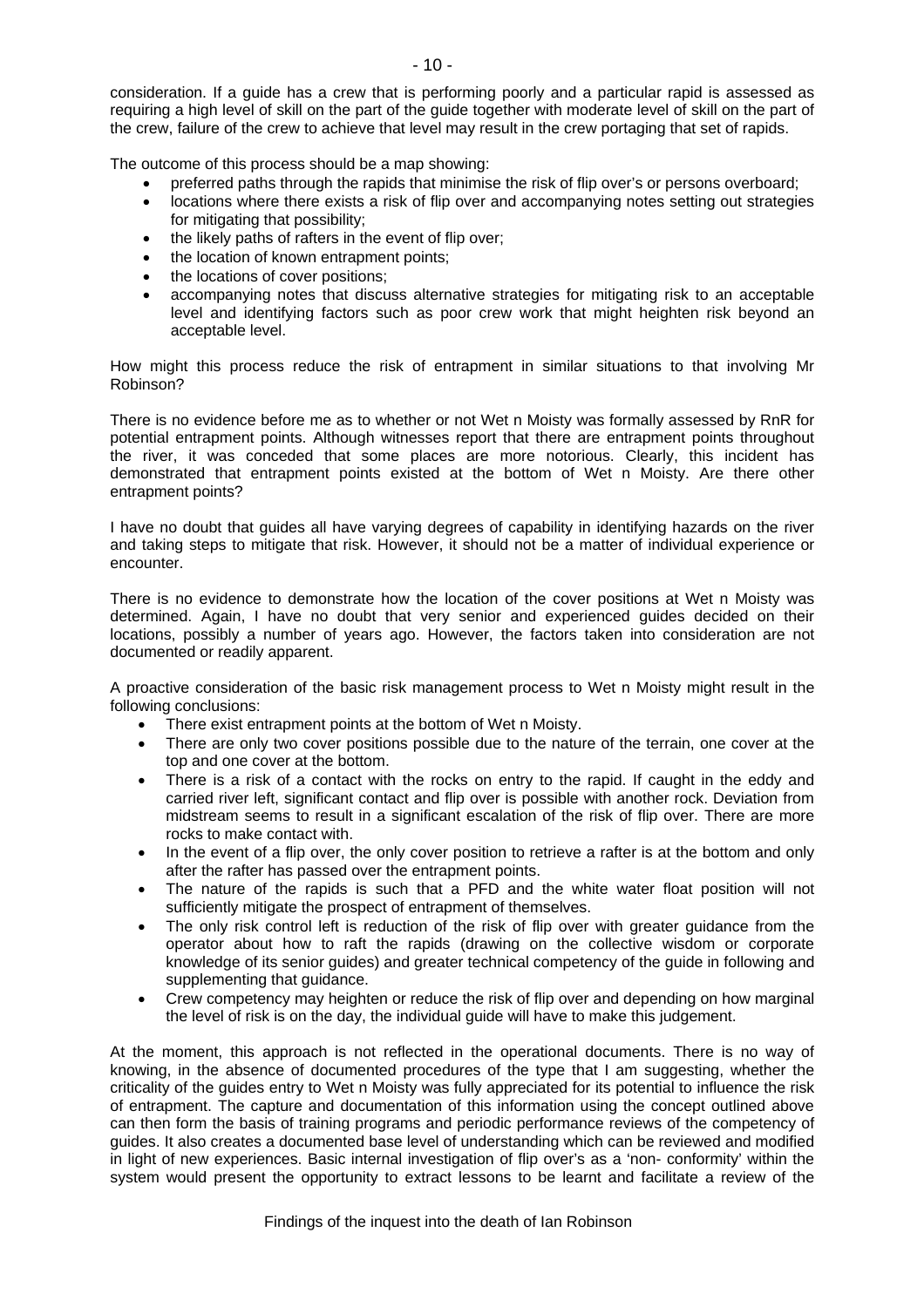consideration. If a guide has a crew that is performing poorly and a particular rapid is assessed as requiring a high level of skill on the part of the guide together with moderate level of skill on the part of the crew, failure of the crew to achieve that level may result in the crew portaging that set of rapids.

The outcome of this process should be a map showing:

- preferred paths through the rapids that minimise the risk of flip over's or persons overboard;
- locations where there exists a risk of flip over and accompanying notes setting out strategies for mitigating that possibility;
- the likely paths of rafters in the event of flip over;
- the location of known entrapment points;
- the locations of cover positions;
- accompanying notes that discuss alternative strategies for mitigating risk to an acceptable level and identifying factors such as poor crew work that might heighten risk beyond an acceptable level.

How might this process reduce the risk of entrapment in similar situations to that involving Mr Robinson?

There is no evidence before me as to whether or not Wet n Moisty was formally assessed by RnR for potential entrapment points. Although witnesses report that there are entrapment points throughout the river, it was conceded that some places are more notorious. Clearly, this incident has demonstrated that entrapment points existed at the bottom of Wet n Moisty. Are there other entrapment points?

I have no doubt that guides all have varying degrees of capability in identifying hazards on the river and taking steps to mitigate that risk. However, it should not be a matter of individual experience or encounter.

There is no evidence to demonstrate how the location of the cover positions at Wet n Moisty was determined. Again, I have no doubt that very senior and experienced guides decided on their locations, possibly a number of years ago. However, the factors taken into consideration are not documented or readily apparent.

A proactive consideration of the basic risk management process to Wet n Moisty might result in the following conclusions:

- There exist entrapment points at the bottom of Wet n Moisty.
- There are only two cover positions possible due to the nature of the terrain, one cover at the top and one cover at the bottom.
- There is a risk of a contact with the rocks on entry to the rapid. If caught in the eddy and carried river left, significant contact and flip over is possible with another rock. Deviation from midstream seems to result in a significant escalation of the risk of flip over. There are more rocks to make contact with.
- In the event of a flip over, the only cover position to retrieve a rafter is at the bottom and only after the rafter has passed over the entrapment points.
- The nature of the rapids is such that a PFD and the white water float position will not sufficiently mitigate the prospect of entrapment of themselves.
- The only risk control left is reduction of the risk of flip over with greater guidance from the operator about how to raft the rapids (drawing on the collective wisdom or corporate knowledge of its senior guides) and greater technical competency of the guide in following and supplementing that guidance.
- Crew competency may heighten or reduce the risk of flip over and depending on how marginal the level of risk is on the day, the individual guide will have to make this judgement.

At the moment, this approach is not reflected in the operational documents. There is no way of knowing, in the absence of documented procedures of the type that I am suggesting, whether the criticality of the guides entry to Wet n Moisty was fully appreciated for its potential to influence the risk of entrapment. The capture and documentation of this information using the concept outlined above can then form the basis of training programs and periodic performance reviews of the competency of guides. It also creates a documented base level of understanding which can be reviewed and modified in light of new experiences. Basic internal investigation of flip over's as a 'non- conformity' within the system would present the opportunity to extract lessons to be learnt and facilitate a review of the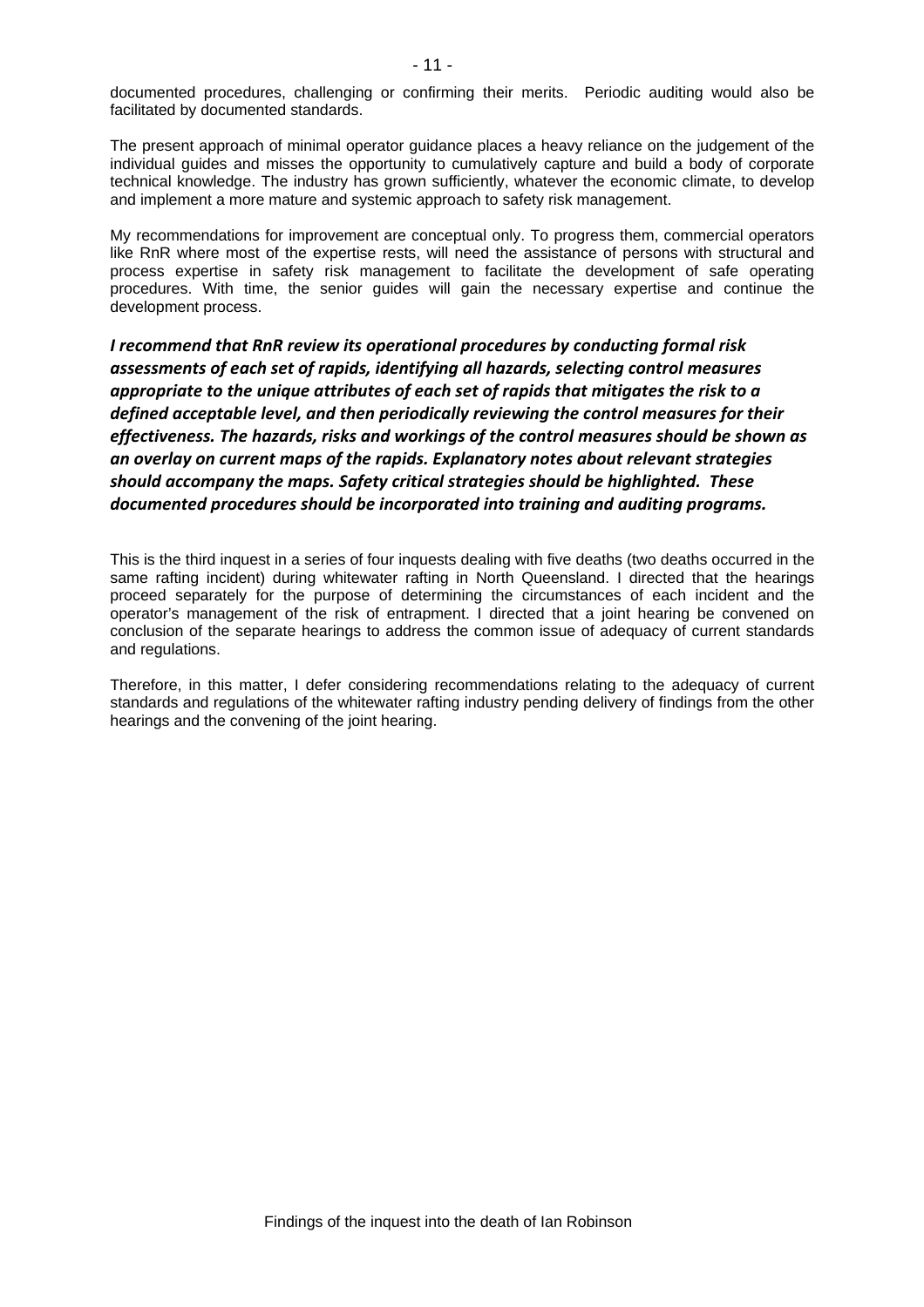documented procedures, challenging or confirming their merits. Periodic auditing would also be facilitated by documented standards.

The present approach of minimal operator guidance places a heavy reliance on the judgement of the individual guides and misses the opportunity to cumulatively capture and build a body of corporate technical knowledge. The industry has grown sufficiently, whatever the economic climate, to develop and implement a more mature and systemic approach to safety risk management.

My recommendations for improvement are conceptual only. To progress them, commercial operators like RnR where most of the expertise rests, will need the assistance of persons with structural and process expertise in safety risk management to facilitate the development of safe operating procedures. With time, the senior guides will gain the necessary expertise and continue the development process.

***I recommend that RnR review its operational procedures by conducting formal risk assessments of each set of rapids, identifying all hazards, selecting control measures appropriate to the unique attributes of each set of rapids that mitigates the risk to a defined acceptable level, and then periodically reviewing the control measures for their effectiveness. The hazards, risks and workings of the control measures should be shown as an overlay on current maps of the rapids. Explanatory notes about relevant strategies should accompany the maps. Safety critical strategies should be highlighted. These documented procedures should be incorporated into training and auditing programs.***

This is the third inquest in a series of four inquests dealing with five deaths (two deaths occurred in the same rafting incident) during whitewater rafting in North Queensland. I directed that the hearings proceed separately for the purpose of determining the circumstances of each incident and the operator's management of the risk of entrapment. I directed that a joint hearing be convened on conclusion of the separate hearings to address the common issue of adequacy of current standards and regulations.

Therefore, in this matter, I defer considering recommendations relating to the adequacy of current standards and regulations of the whitewater rafting industry pending delivery of findings from the other hearings and the convening of the joint hearing.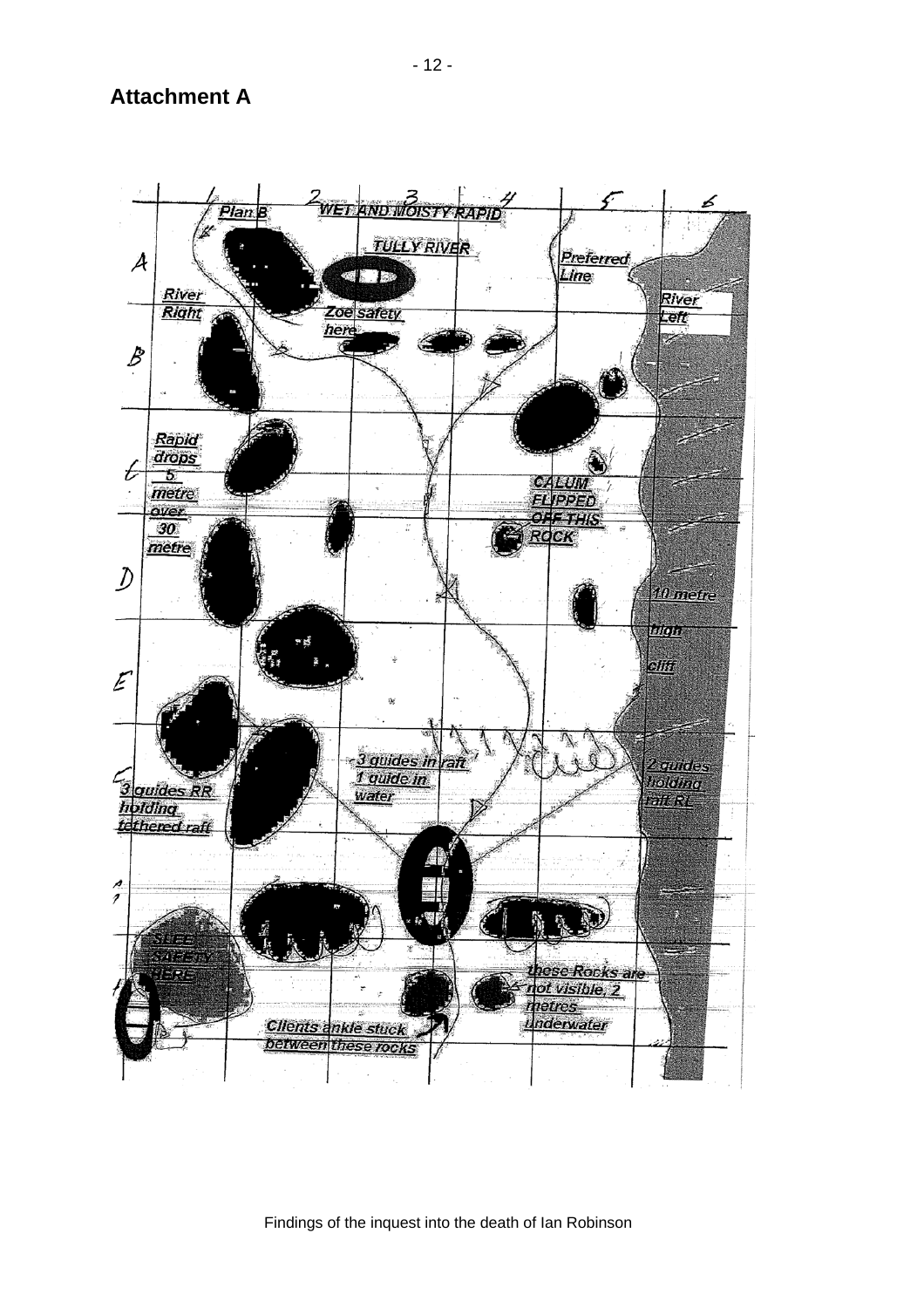## Attachment A

WET AND MOISTY RAPID

TULLY RIVER

Plan B

Preferred Line

River Right

River Left

Zoe safety here

Rapid drops 5 metre over 30 metre

CALUM FLIPPED OFF THIS ROCK

10 metre high cliff

3 guides in raft
1 guide in water

3 guides RR holding tethered raft

2 guides holding raft RL

SUEE SAFETY HERE

these Rocks are not visible, 2 metres underwater

Clients ankle stuck between these rocks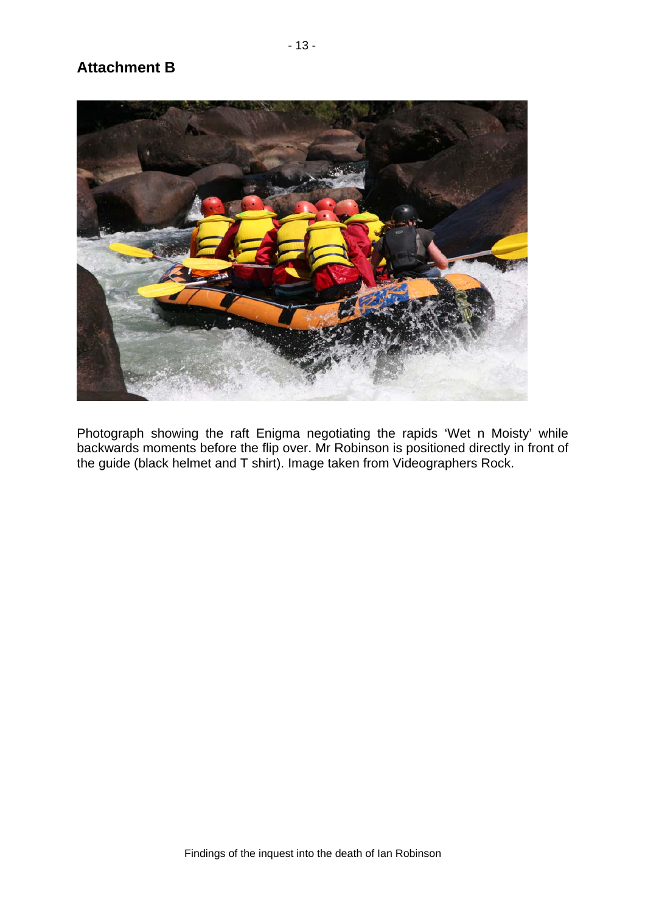## Attachment B

Photograph showing the raft Enigma negotiating the rapids ‘Wet n Moisty’ while backwards moments before the flip over. Mr Robinson is positioned directly in front of the guide (black helmet and T shirt). Image taken from Videographers Rock.